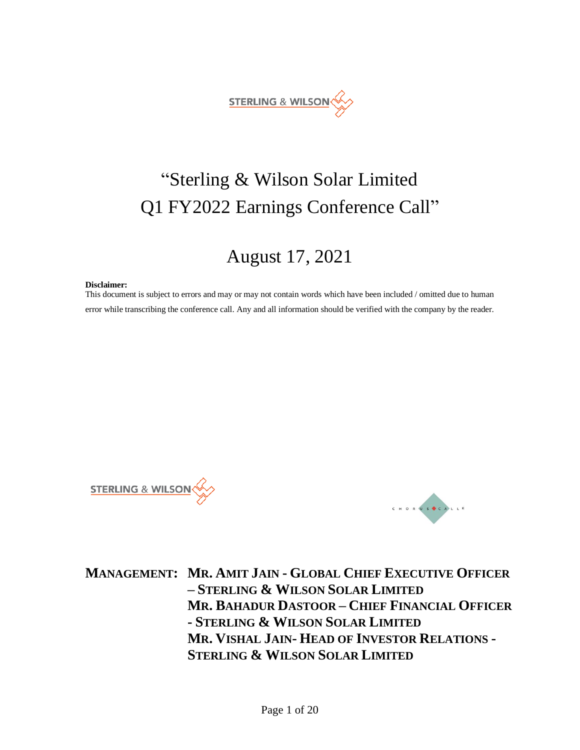# "Sterling & Wilson Solar Limited Q1 FY2022 Earnings Conference Call"

## August 17, 2021

**Disclaimer:**
This document is subject to errors and may or may not contain words which have been included / omitted due to human error while transcribing the conference call. Any and all information should be verified with the company by the reader.

**MANAGEMENT: MR. AMIT JAIN - GLOBAL CHIEF EXECUTIVE OFFICER – STERLING & WILSON SOLAR LIMITED**
**MR. BAHADUR DASTOOR – CHIEF FINANCIAL OFFICER - STERLING & WILSON SOLAR LIMITED**
**MR. VISHAL JAIN- HEAD OF INVESTOR RELATIONS - STERLING & WILSON SOLAR LIMITED**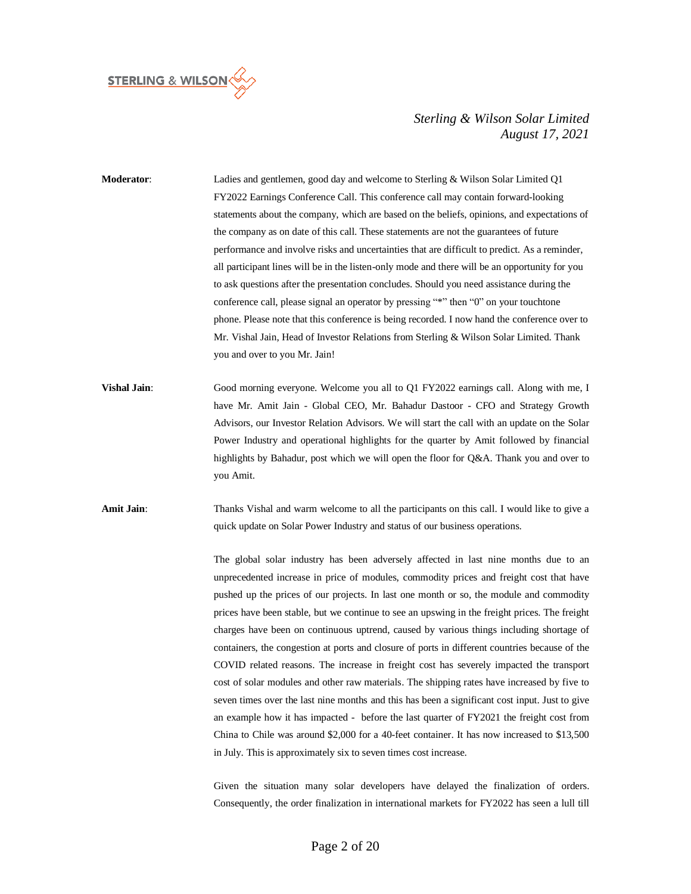**Moderator**: Ladies and gentlemen, good day and welcome to Sterling & Wilson Solar Limited Q1 FY2022 Earnings Conference Call. This conference call may contain forward-looking statements about the company, which are based on the beliefs, opinions, and expectations of the company as on date of this call. These statements are not the guarantees of future performance and involve risks and uncertainties that are difficult to predict. As a reminder, all participant lines will be in the listen-only mode and there will be an opportunity for you to ask questions after the presentation concludes. Should you need assistance during the conference call, please signal an operator by pressing "*" then "0" on your touchtone phone. Please note that this conference is being recorded. I now hand the conference over to Mr. Vishal Jain, Head of Investor Relations from Sterling & Wilson Solar Limited. Thank you and over to you Mr. Jain!

**Vishal Jain**: Good morning everyone. Welcome you all to Q1 FY2022 earnings call. Along with me, I have Mr. Amit Jain - Global CEO, Mr. Bahadur Dastoor - CFO and Strategy Growth Advisors, our Investor Relation Advisors. We will start the call with an update on the Solar Power Industry and operational highlights for the quarter by Amit followed by financial highlights by Bahadur, post which we will open the floor for Q&A. Thank you and over to you Amit.

**Amit Jain**: Thanks Vishal and warm welcome to all the participants on this call. I would like to give a quick update on Solar Power Industry and status of our business operations.

The global solar industry has been adversely affected in last nine months due to an unprecedented increase in price of modules, commodity prices and freight cost that have pushed up the prices of our projects. In last one month or so, the module and commodity prices have been stable, but we continue to see an upswing in the freight prices. The freight charges have been on continuous uptrend, caused by various things including shortage of containers, the congestion at ports and closure of ports in different countries because of the COVID related reasons. The increase in freight cost has severely impacted the transport cost of solar modules and other raw materials. The shipping rates have increased by five to seven times over the last nine months and this has been a significant cost input. Just to give an example how it has impacted - before the last quarter of FY2021 the freight cost from China to Chile was around $2,000 for a 40-feet container. It has now increased to $13,500 in July. This is approximately six to seven times cost increase.

Given the situation many solar developers have delayed the finalization of orders. Consequently, the order finalization in international markets for FY2022 has seen a lull till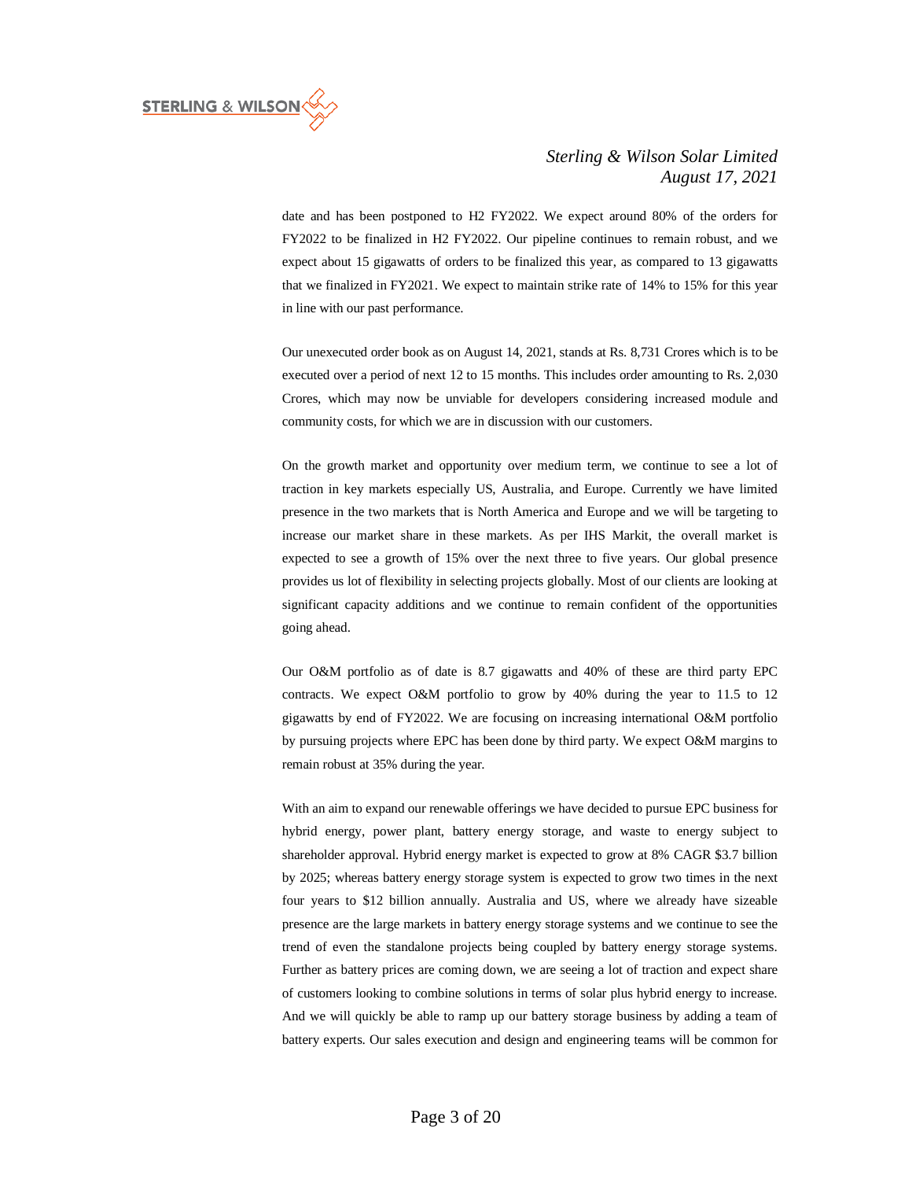date and has been postponed to H2 FY2022. We expect around 80% of the orders for FY2022 to be finalized in H2 FY2022. Our pipeline continues to remain robust, and we expect about 15 gigawatts of orders to be finalized this year, as compared to 13 gigawatts that we finalized in FY2021. We expect to maintain strike rate of 14% to 15% for this year in line with our past performance.

Our unexecuted order book as on August 14, 2021, stands at Rs. 8,731 Crores which is to be executed over a period of next 12 to 15 months. This includes order amounting to Rs. 2,030 Crores, which may now be unviable for developers considering increased module and community costs, for which we are in discussion with our customers.

On the growth market and opportunity over medium term, we continue to see a lot of traction in key markets especially US, Australia, and Europe. Currently we have limited presence in the two markets that is North America and Europe and we will be targeting to increase our market share in these markets. As per IHS Markit, the overall market is expected to see a growth of 15% over the next three to five years. Our global presence provides us lot of flexibility in selecting projects globally. Most of our clients are looking at significant capacity additions and we continue to remain confident of the opportunities going ahead.

Our O&M portfolio as of date is 8.7 gigawatts and 40% of these are third party EPC contracts. We expect O&M portfolio to grow by 40% during the year to 11.5 to 12 gigawatts by end of FY2022. We are focusing on increasing international O&M portfolio by pursuing projects where EPC has been done by third party. We expect O&M margins to remain robust at 35% during the year.

With an aim to expand our renewable offerings we have decided to pursue EPC business for hybrid energy, power plant, battery energy storage, and waste to energy subject to shareholder approval. Hybrid energy market is expected to grow at 8% CAGR $3.7 billion by 2025; whereas battery energy storage system is expected to grow two times in the next four years to $12 billion annually. Australia and US, where we already have sizeable presence are the large markets in battery energy storage systems and we continue to see the trend of even the standalone projects being coupled by battery energy storage systems. Further as battery prices are coming down, we are seeing a lot of traction and expect share of customers looking to combine solutions in terms of solar plus hybrid energy to increase. And we will quickly be able to ramp up our battery storage business by adding a team of battery experts. Our sales execution and design and engineering teams will be common for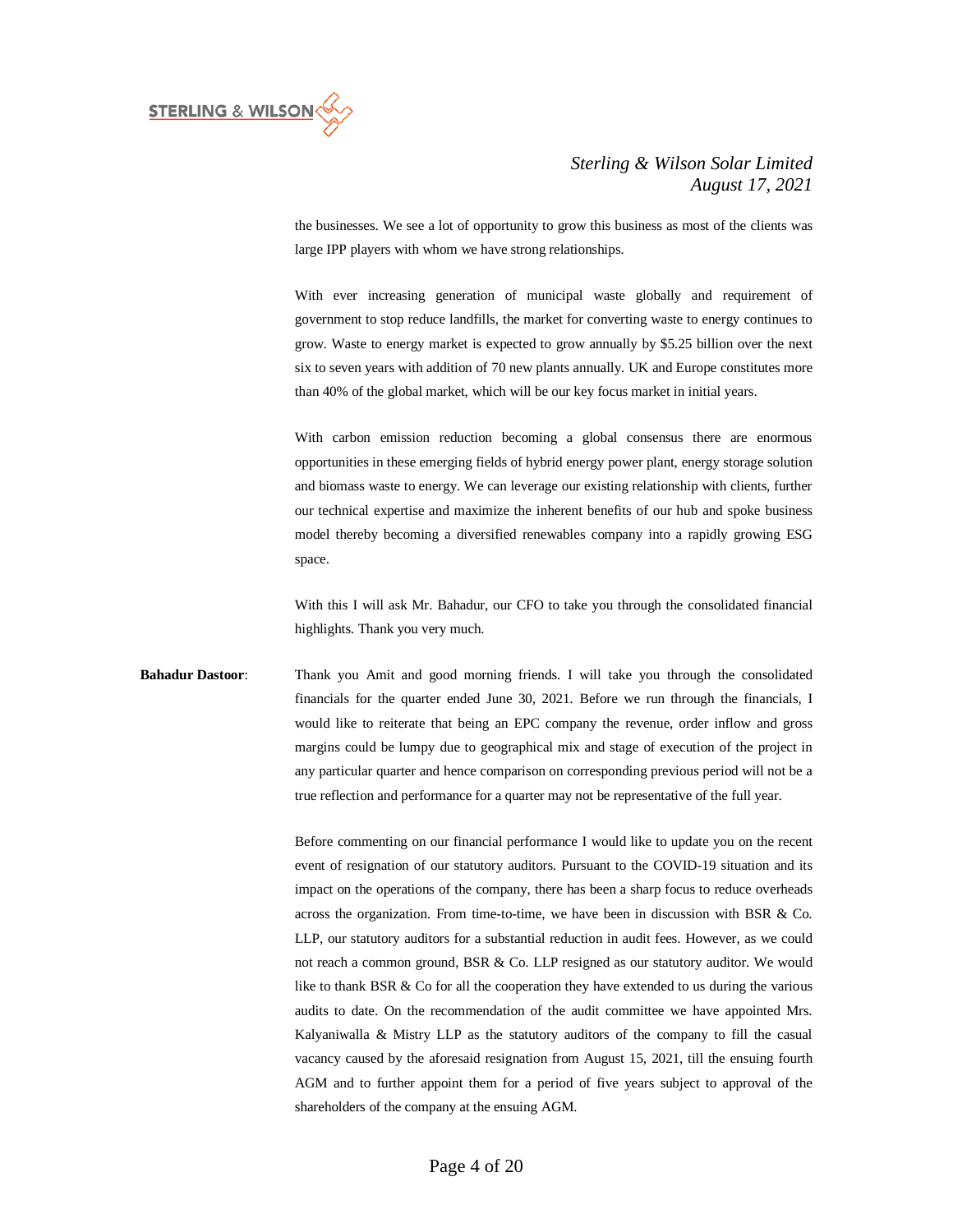the businesses. We see a lot of opportunity to grow this business as most of the clients was large IPP players with whom we have strong relationships.

With ever increasing generation of municipal waste globally and requirement of government to stop reduce landfills, the market for converting waste to energy continues to grow. Waste to energy market is expected to grow annually by $5.25 billion over the next six to seven years with addition of 70 new plants annually. UK and Europe constitutes more than 40% of the global market, which will be our key focus market in initial years.

With carbon emission reduction becoming a global consensus there are enormous opportunities in these emerging fields of hybrid energy power plant, energy storage solution and biomass waste to energy. We can leverage our existing relationship with clients, further our technical expertise and maximize the inherent benefits of our hub and spoke business model thereby becoming a diversified renewables company into a rapidly growing ESG space.

With this I will ask Mr. Bahadur, our CFO to take you through the consolidated financial highlights. Thank you very much.

**Bahadur Dastoor**: Thank you Amit and good morning friends. I will take you through the consolidated financials for the quarter ended June 30, 2021. Before we run through the financials, I would like to reiterate that being an EPC company the revenue, order inflow and gross margins could be lumpy due to geographical mix and stage of execution of the project in any particular quarter and hence comparison on corresponding previous period will not be a true reflection and performance for a quarter may not be representative of the full year.

Before commenting on our financial performance I would like to update you on the recent event of resignation of our statutory auditors. Pursuant to the COVID-19 situation and its impact on the operations of the company, there has been a sharp focus to reduce overheads across the organization. From time-to-time, we have been in discussion with BSR & Co. LLP, our statutory auditors for a substantial reduction in audit fees. However, as we could not reach a common ground, BSR & Co. LLP resigned as our statutory auditor. We would like to thank BSR & Co for all the cooperation they have extended to us during the various audits to date. On the recommendation of the audit committee we have appointed Mrs. Kalyaniwalla & Mistry LLP as the statutory auditors of the company to fill the casual vacancy caused by the aforesaid resignation from August 15, 2021, till the ensuing fourth AGM and to further appoint them for a period of five years subject to approval of the shareholders of the company at the ensuing AGM.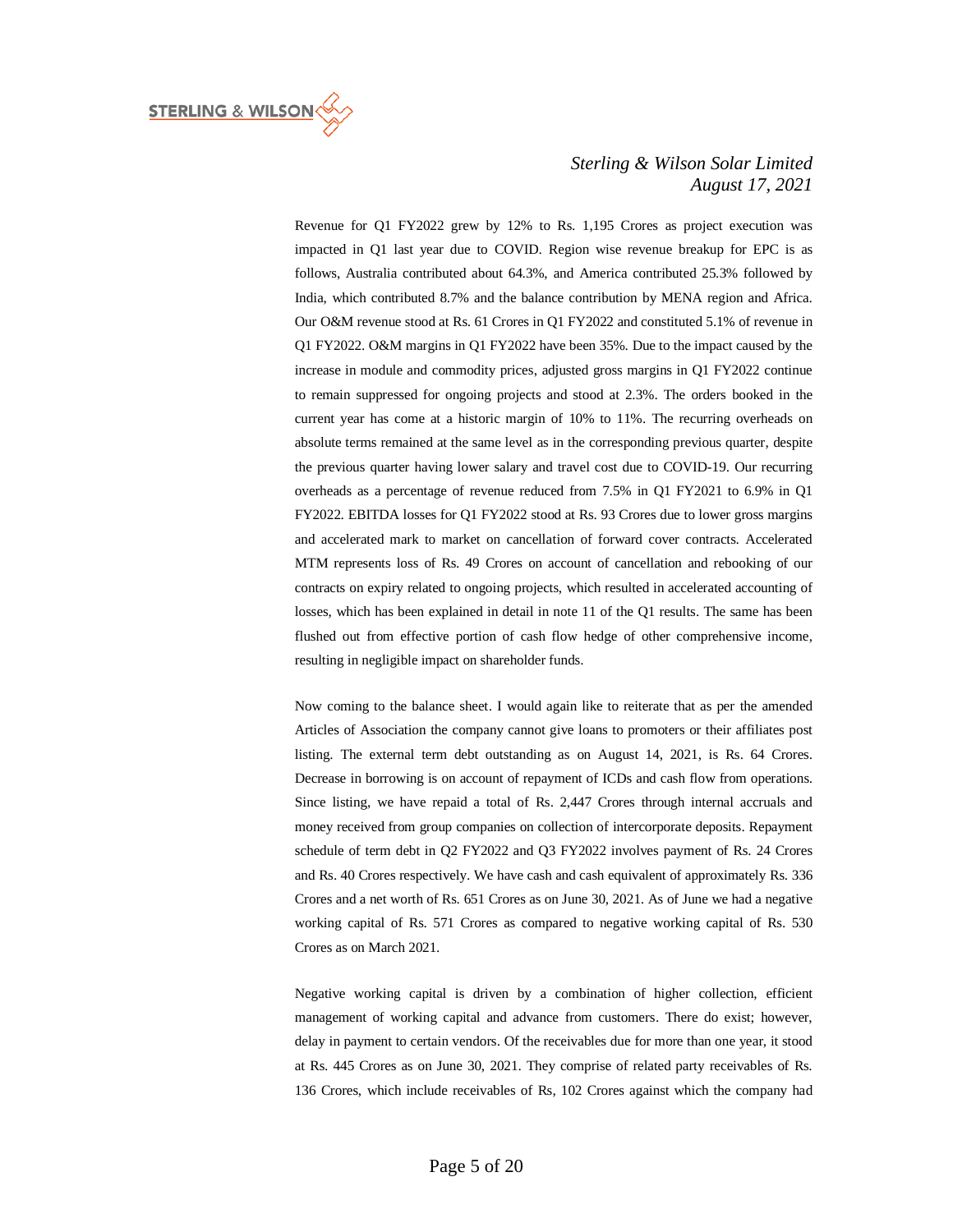Revenue for Q1 FY2022 grew by 12% to Rs. 1,195 Crores as project execution was impacted in Q1 last year due to COVID. Region wise revenue breakup for EPC is as follows, Australia contributed about 64.3%, and America contributed 25.3% followed by India, which contributed 8.7% and the balance contribution by MENA region and Africa. Our O&M revenue stood at Rs. 61 Crores in Q1 FY2022 and constituted 5.1% of revenue in Q1 FY2022. O&M margins in Q1 FY2022 have been 35%. Due to the impact caused by the increase in module and commodity prices, adjusted gross margins in Q1 FY2022 continue to remain suppressed for ongoing projects and stood at 2.3%. The orders booked in the current year has come at a historic margin of 10% to 11%. The recurring overheads on absolute terms remained at the same level as in the corresponding previous quarter, despite the previous quarter having lower salary and travel cost due to COVID-19. Our recurring overheads as a percentage of revenue reduced from 7.5% in Q1 FY2021 to 6.9% in Q1 FY2022. EBITDA losses for Q1 FY2022 stood at Rs. 93 Crores due to lower gross margins and accelerated mark to market on cancellation of forward cover contracts. Accelerated MTM represents loss of Rs. 49 Crores on account of cancellation and rebooking of our contracts on expiry related to ongoing projects, which resulted in accelerated accounting of losses, which has been explained in detail in note 11 of the Q1 results. The same has been flushed out from effective portion of cash flow hedge of other comprehensive income, resulting in negligible impact on shareholder funds.

Now coming to the balance sheet. I would again like to reiterate that as per the amended Articles of Association the company cannot give loans to promoters or their affiliates post listing. The external term debt outstanding as on August 14, 2021, is Rs. 64 Crores. Decrease in borrowing is on account of repayment of ICDs and cash flow from operations. Since listing, we have repaid a total of Rs. 2,447 Crores through internal accruals and money received from group companies on collection of intercorporate deposits. Repayment schedule of term debt in Q2 FY2022 and Q3 FY2022 involves payment of Rs. 24 Crores and Rs. 40 Crores respectively. We have cash and cash equivalent of approximately Rs. 336 Crores and a net worth of Rs. 651 Crores as on June 30, 2021. As of June we had a negative working capital of Rs. 571 Crores as compared to negative working capital of Rs. 530 Crores as on March 2021.

Negative working capital is driven by a combination of higher collection, efficient management of working capital and advance from customers. There do exist; however, delay in payment to certain vendors. Of the receivables due for more than one year, it stood at Rs. 445 Crores as on June 30, 2021. They comprise of related party receivables of Rs. 136 Crores, which include receivables of Rs, 102 Crores against which the company had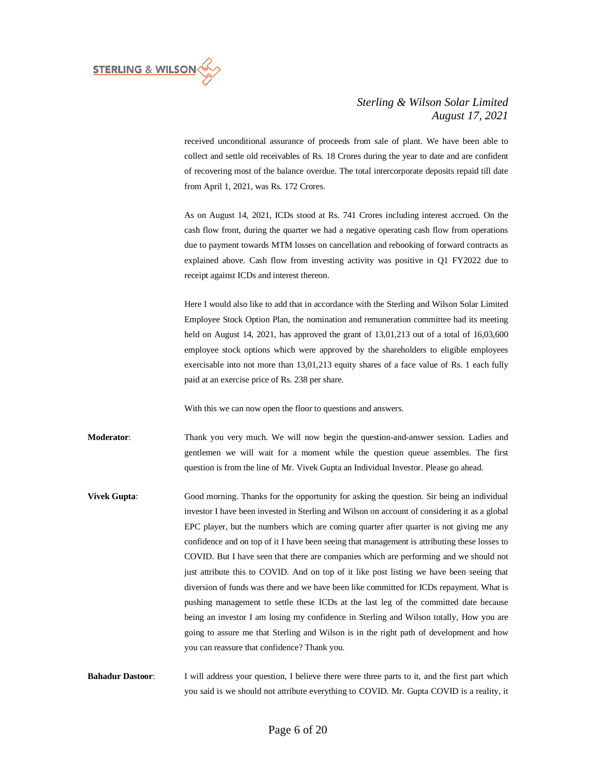received unconditional assurance of proceeds from sale of plant. We have been able to collect and settle old receivables of Rs. 18 Crores during the year to date and are confident of recovering most of the balance overdue. The total intercorporate deposits repaid till date from April 1, 2021, was Rs. 172 Crores.

As on August 14, 2021, ICDs stood at Rs. 741 Crores including interest accrued. On the cash flow front, during the quarter we had a negative operating cash flow from operations due to payment towards MTM losses on cancellation and rebooking of forward contracts as explained above. Cash flow from investing activity was positive in Q1 FY2022 due to receipt against ICDs and interest thereon.

Here I would also like to add that in accordance with the Sterling and Wilson Solar Limited Employee Stock Option Plan, the nomination and remuneration committee had its meeting held on August 14, 2021, has approved the grant of 13,01,213 out of a total of 16,03,600 employee stock options which were approved by the shareholders to eligible employees exercisable into not more than 13,01,213 equity shares of a face value of Rs. 1 each fully paid at an exercise price of Rs. 238 per share.

With this we can now open the floor to questions and answers.

**Moderator**: Thank you very much. We will now begin the question-and-answer session. Ladies and gentlemen we will wait for a moment while the question queue assembles. The first question is from the line of Mr. Vivek Gupta an Individual Investor. Please go ahead.

**Vivek Gupta**: Good morning. Thanks for the opportunity for asking the question. Sir being an individual investor I have been invested in Sterling and Wilson on account of considering it as a global EPC player, but the numbers which are coming quarter after quarter is not giving me any confidence and on top of it I have been seeing that management is attributing these losses to COVID. But I have seen that there are companies which are performing and we should not just attribute this to COVID. And on top of it like post listing we have been seeing that diversion of funds was there and we have been like committed for ICDs repayment. What is pushing management to settle these ICDs at the last leg of the committed date because being an investor I am losing my confidence in Sterling and Wilson totally, How you are going to assure me that Sterling and Wilson is in the right path of development and how you can reassure that confidence? Thank you.

**Bahadur Dastoor**: I will address your question, I believe there were three parts to it, and the first part which you said is we should not attribute everything to COVID. Mr. Gupta COVID is a reality, it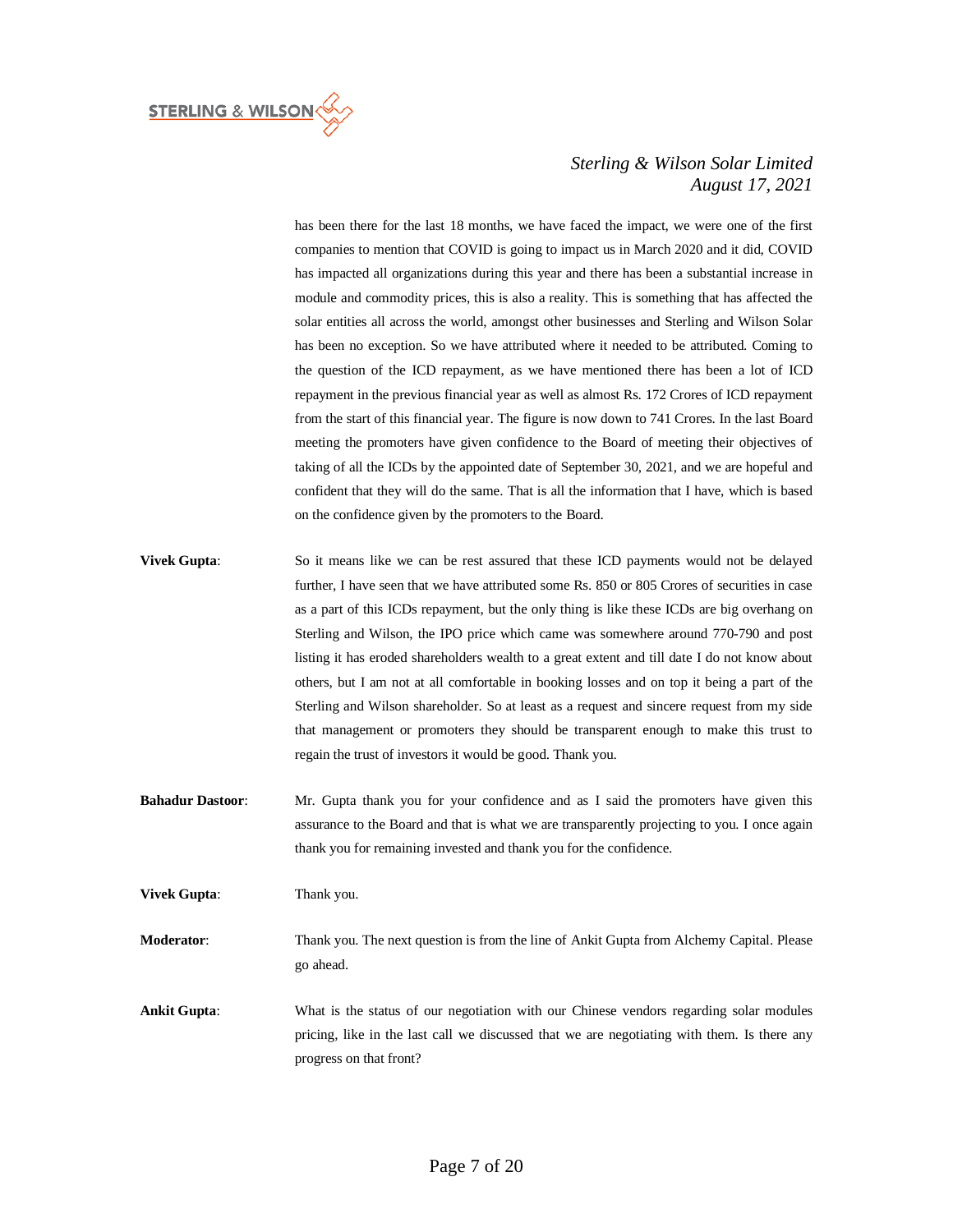has been there for the last 18 months, we have faced the impact, we were one of the first companies to mention that COVID is going to impact us in March 2020 and it did, COVID has impacted all organizations during this year and there has been a substantial increase in module and commodity prices, this is also a reality. This is something that has affected the solar entities all across the world, amongst other businesses and Sterling and Wilson Solar has been no exception. So we have attributed where it needed to be attributed. Coming to the question of the ICD repayment, as we have mentioned there has been a lot of ICD repayment in the previous financial year as well as almost Rs. 172 Crores of ICD repayment from the start of this financial year. The figure is now down to 741 Crores. In the last Board meeting the promoters have given confidence to the Board of meeting their objectives of taking of all the ICDs by the appointed date of September 30, 2021, and we are hopeful and confident that they will do the same. That is all the information that I have, which is based on the confidence given by the promoters to the Board.

**Vivek Gupta**: So it means like we can be rest assured that these ICD payments would not be delayed further, I have seen that we have attributed some Rs. 850 or 805 Crores of securities in case as a part of this ICDs repayment, but the only thing is like these ICDs are big overhang on Sterling and Wilson, the IPO price which came was somewhere around 770-790 and post listing it has eroded shareholders wealth to a great extent and till date I do not know about others, but I am not at all comfortable in booking losses and on top it being a part of the Sterling and Wilson shareholder. So at least as a request and sincere request from my side that management or promoters they should be transparent enough to make this trust to regain the trust of investors it would be good. Thank you.

**Bahadur Dastoor**: Mr. Gupta thank you for your confidence and as I said the promoters have given this assurance to the Board and that is what we are transparently projecting to you. I once again thank you for remaining invested and thank you for the confidence.

**Vivek Gupta**: Thank you.

**Moderator**: Thank you. The next question is from the line of Ankit Gupta from Alchemy Capital. Please go ahead.

**Ankit Gupta**: What is the status of our negotiation with our Chinese vendors regarding solar modules pricing, like in the last call we discussed that we are negotiating with them. Is there any progress on that front?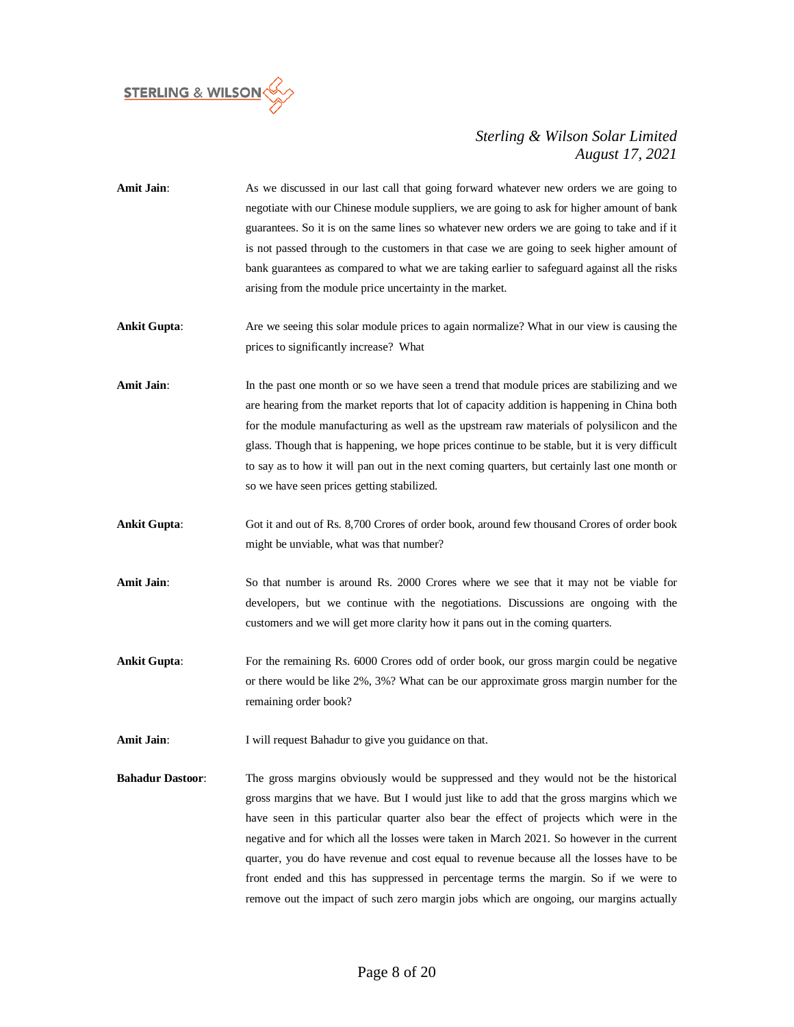**Amit Jain**: As we discussed in our last call that going forward whatever new orders we are going to negotiate with our Chinese module suppliers, we are going to ask for higher amount of bank guarantees. So it is on the same lines so whatever new orders we are going to take and if it is not passed through to the customers in that case we are going to seek higher amount of bank guarantees as compared to what we are taking earlier to safeguard against all the risks arising from the module price uncertainty in the market.

**Ankit Gupta**: Are we seeing this solar module prices to again normalize? What in our view is causing the prices to significantly increase? What

**Amit Jain**: In the past one month or so we have seen a trend that module prices are stabilizing and we are hearing from the market reports that lot of capacity addition is happening in China both for the module manufacturing as well as the upstream raw materials of polysilicon and the glass. Though that is happening, we hope prices continue to be stable, but it is very difficult to say as to how it will pan out in the next coming quarters, but certainly last one month or so we have seen prices getting stabilized.

**Ankit Gupta**: Got it and out of Rs. 8,700 Crores of order book, around few thousand Crores of order book might be unviable, what was that number?

**Amit Jain**: So that number is around Rs. 2000 Crores where we see that it may not be viable for developers, but we continue with the negotiations. Discussions are ongoing with the customers and we will get more clarity how it pans out in the coming quarters.

**Ankit Gupta**: For the remaining Rs. 6000 Crores odd of order book, our gross margin could be negative or there would be like 2%, 3%? What can be our approximate gross margin number for the remaining order book?

**Amit Jain**: I will request Bahadur to give you guidance on that.

**Bahadur Dastoor**: The gross margins obviously would be suppressed and they would not be the historical gross margins that we have. But I would just like to add that the gross margins which we have seen in this particular quarter also bear the effect of projects which were in the negative and for which all the losses were taken in March 2021. So however in the current quarter, you do have revenue and cost equal to revenue because all the losses have to be front ended and this has suppressed in percentage terms the margin. So if we were to remove out the impact of such zero margin jobs which are ongoing, our margins actually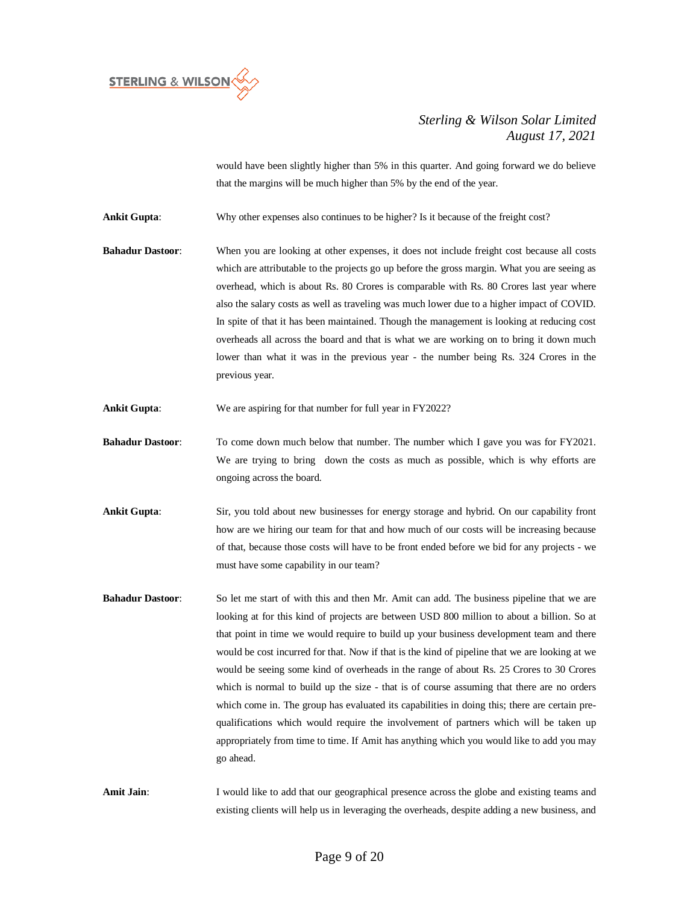would have been slightly higher than 5% in this quarter. And going forward we do believe that the margins will be much higher than 5% by the end of the year.

**Ankit Gupta**: Why other expenses also continues to be higher? Is it because of the freight cost?

**Bahadur Dastoor**: When you are looking at other expenses, it does not include freight cost because all costs which are attributable to the projects go up before the gross margin. What you are seeing as overhead, which is about Rs. 80 Crores is comparable with Rs. 80 Crores last year where also the salary costs as well as traveling was much lower due to a higher impact of COVID. In spite of that it has been maintained. Though the management is looking at reducing cost overheads all across the board and that is what we are working on to bring it down much lower than what it was in the previous year - the number being Rs. 324 Crores in the previous year.

**Ankit Gupta**: We are aspiring for that number for full year in FY2022?

**Bahadur Dastoor**: To come down much below that number. The number which I gave you was for FY2021. We are trying to bring down the costs as much as possible, which is why efforts are ongoing across the board.

**Ankit Gupta**: Sir, you told about new businesses for energy storage and hybrid. On our capability front how are we hiring our team for that and how much of our costs will be increasing because of that, because those costs will have to be front ended before we bid for any projects - we must have some capability in our team?

**Bahadur Dastoor**: So let me start of with this and then Mr. Amit can add. The business pipeline that we are looking at for this kind of projects are between USD 800 million to about a billion. So at that point in time we would require to build up your business development team and there would be cost incurred for that. Now if that is the kind of pipeline that we are looking at we would be seeing some kind of overheads in the range of about Rs. 25 Crores to 30 Crores which is normal to build up the size - that is of course assuming that there are no orders which come in. The group has evaluated its capabilities in doing this; there are certain pre-qualifications which would require the involvement of partners which will be taken up appropriately from time to time. If Amit has anything which you would like to add you may go ahead.

**Amit Jain**: I would like to add that our geographical presence across the globe and existing teams and existing clients will help us in leveraging the overheads, despite adding a new business, and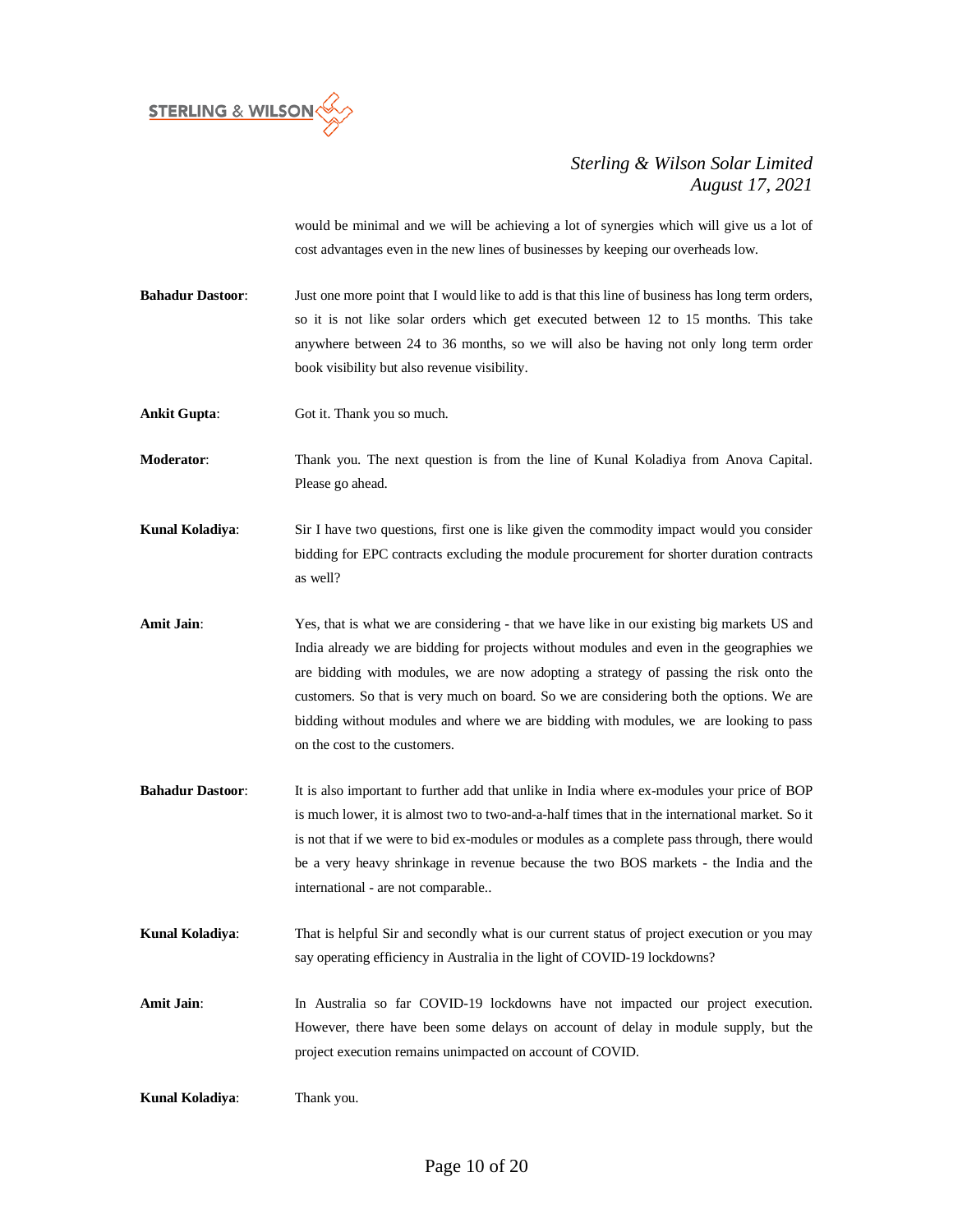would be minimal and we will be achieving a lot of synergies which will give us a lot of cost advantages even in the new lines of businesses by keeping our overheads low.

**Bahadur Dastoor**: Just one more point that I would like to add is that this line of business has long term orders, so it is not like solar orders which get executed between 12 to 15 months. This take anywhere between 24 to 36 months, so we will also be having not only long term order book visibility but also revenue visibility.

**Ankit Gupta**: Got it. Thank you so much.

**Moderator**: Thank you. The next question is from the line of Kunal Koladiya from Anova Capital. Please go ahead.

**Kunal Koladiya**: Sir I have two questions, first one is like given the commodity impact would you consider bidding for EPC contracts excluding the module procurement for shorter duration contracts as well?

**Amit Jain**: Yes, that is what we are considering - that we have like in our existing big markets US and India already we are bidding for projects without modules and even in the geographies we are bidding with modules, we are now adopting a strategy of passing the risk onto the customers. So that is very much on board. So we are considering both the options. We are bidding without modules and where we are bidding with modules, we are looking to pass on the cost to the customers.

**Bahadur Dastoor**: It is also important to further add that unlike in India where ex-modules your price of BOP is much lower, it is almost two to two-and-a-half times that in the international market. So it is not that if we were to bid ex-modules or modules as a complete pass through, there would be a very heavy shrinkage in revenue because the two BOS markets - the India and the international - are not comparable..

**Kunal Koladiya**: That is helpful Sir and secondly what is our current status of project execution or you may say operating efficiency in Australia in the light of COVID-19 lockdowns?

**Amit Jain**: In Australia so far COVID-19 lockdowns have not impacted our project execution. However, there have been some delays on account of delay in module supply, but the project execution remains unimpacted on account of COVID.

**Kunal Koladiya**: Thank you.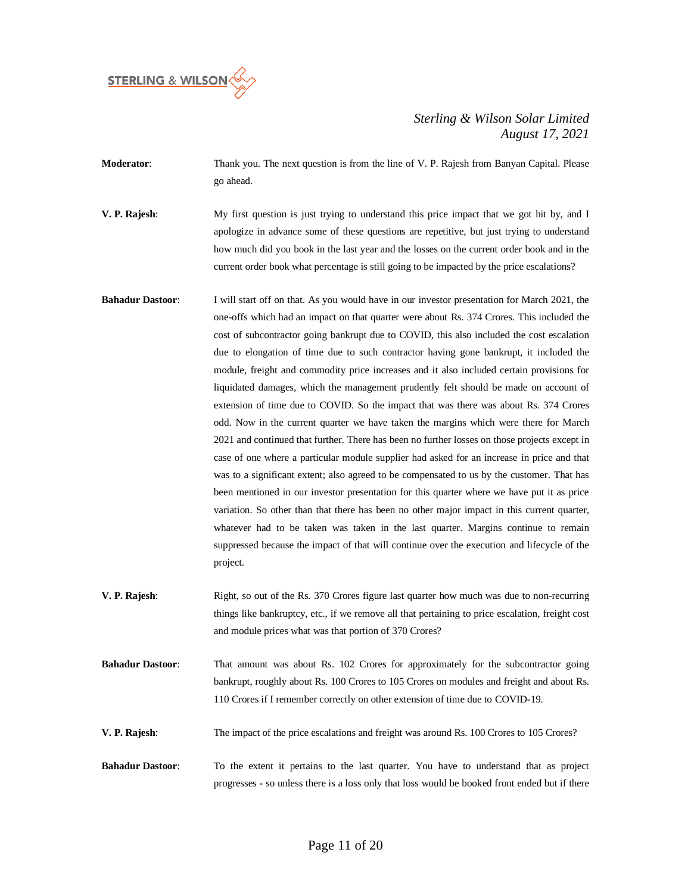**Moderator**: Thank you. The next question is from the line of V. P. Rajesh from Banyan Capital. Please go ahead.

**V. P. Rajesh**: My first question is just trying to understand this price impact that we got hit by, and I apologize in advance some of these questions are repetitive, but just trying to understand how much did you book in the last year and the losses on the current order book and in the current order book what percentage is still going to be impacted by the price escalations?

**Bahadur Dastoor**: I will start off on that. As you would have in our investor presentation for March 2021, the one-offs which had an impact on that quarter were about Rs. 374 Crores. This included the cost of subcontractor going bankrupt due to COVID, this also included the cost escalation due to elongation of time due to such contractor having gone bankrupt, it included the module, freight and commodity price increases and it also included certain provisions for liquidated damages, which the management prudently felt should be made on account of extension of time due to COVID. So the impact that was there was about Rs. 374 Crores odd. Now in the current quarter we have taken the margins which were there for March 2021 and continued that further. There has been no further losses on those projects except in case of one where a particular module supplier had asked for an increase in price and that was to a significant extent; also agreed to be compensated to us by the customer. That has been mentioned in our investor presentation for this quarter where we have put it as price variation. So other than that there has been no other major impact in this current quarter, whatever had to be taken was taken in the last quarter. Margins continue to remain suppressed because the impact of that will continue over the execution and lifecycle of the project.

**V. P. Rajesh**: Right, so out of the Rs. 370 Crores figure last quarter how much was due to non-recurring things like bankruptcy, etc., if we remove all that pertaining to price escalation, freight cost and module prices what was that portion of 370 Crores?

**Bahadur Dastoor**: That amount was about Rs. 102 Crores for approximately for the subcontractor going bankrupt, roughly about Rs. 100 Crores to 105 Crores on modules and freight and about Rs. 110 Crores if I remember correctly on other extension of time due to COVID-19.

**V. P. Rajesh**: The impact of the price escalations and freight was around Rs. 100 Crores to 105 Crores?

**Bahadur Dastoor**: To the extent it pertains to the last quarter. You have to understand that as project progresses - so unless there is a loss only that loss would be booked front ended but if there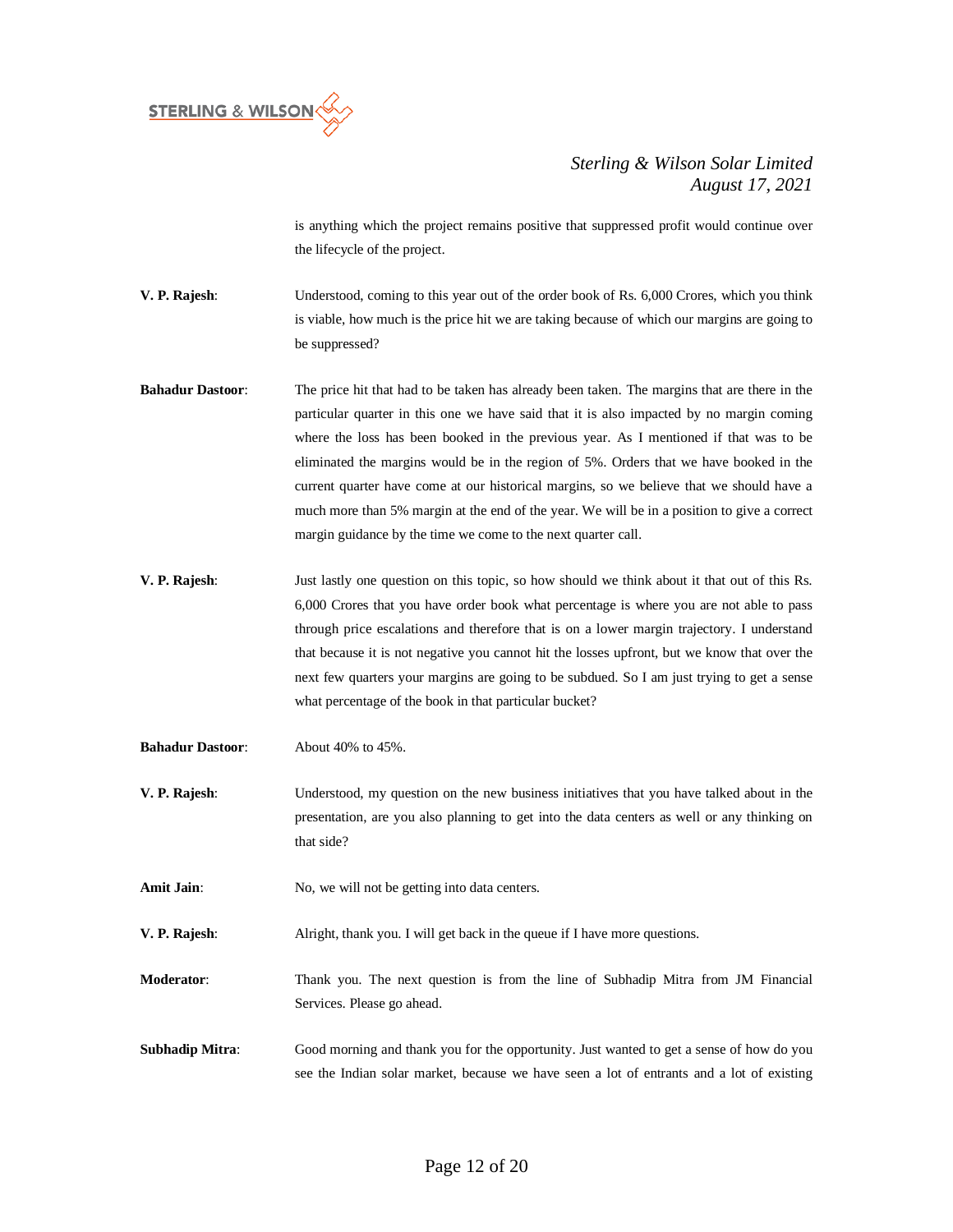is anything which the project remains positive that suppressed profit would continue over the lifecycle of the project.

**V. P. Rajesh**: Understood, coming to this year out of the order book of Rs. 6,000 Crores, which you think is viable, how much is the price hit we are taking because of which our margins are going to be suppressed?

**Bahadur Dastoor**: The price hit that had to be taken has already been taken. The margins that are there in the particular quarter in this one we have said that it is also impacted by no margin coming where the loss has been booked in the previous year. As I mentioned if that was to be eliminated the margins would be in the region of 5%. Orders that we have booked in the current quarter have come at our historical margins, so we believe that we should have a much more than 5% margin at the end of the year. We will be in a position to give a correct margin guidance by the time we come to the next quarter call.

**V. P. Rajesh**: Just lastly one question on this topic, so how should we think about it that out of this Rs. 6,000 Crores that you have order book what percentage is where you are not able to pass through price escalations and therefore that is on a lower margin trajectory. I understand that because it is not negative you cannot hit the losses upfront, but we know that over the next few quarters your margins are going to be subdued. So I am just trying to get a sense what percentage of the book in that particular bucket?

**Bahadur Dastoor**: About 40% to 45%.

**V. P. Rajesh**: Understood, my question on the new business initiatives that you have talked about in the presentation, are you also planning to get into the data centers as well or any thinking on that side?

**Amit Jain**: No, we will not be getting into data centers.

**V. P. Rajesh**: Alright, thank you. I will get back in the queue if I have more questions.

**Moderator**: Thank you. The next question is from the line of Subhadip Mitra from JM Financial Services. Please go ahead.

**Subhadip Mitra**: Good morning and thank you for the opportunity. Just wanted to get a sense of how do you see the Indian solar market, because we have seen a lot of entrants and a lot of existing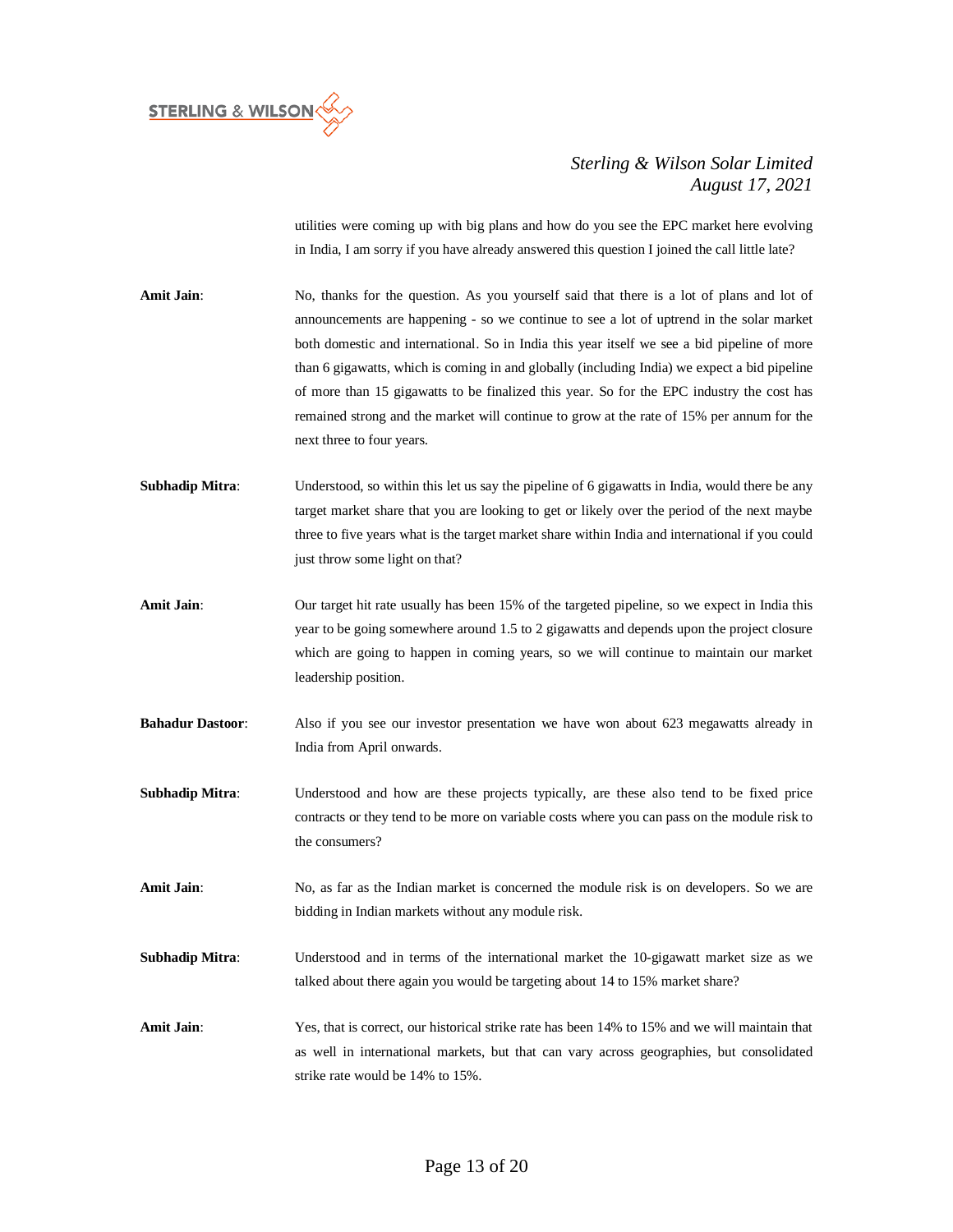utilities were coming up with big plans and how do you see the EPC market here evolving in India, I am sorry if you have already answered this question I joined the call little late?

**Amit Jain**: No, thanks for the question. As you yourself said that there is a lot of plans and lot of announcements are happening - so we continue to see a lot of uptrend in the solar market both domestic and international. So in India this year itself we see a bid pipeline of more than 6 gigawatts, which is coming in and globally (including India) we expect a bid pipeline of more than 15 gigawatts to be finalized this year. So for the EPC industry the cost has remained strong and the market will continue to grow at the rate of 15% per annum for the next three to four years.

**Subhadip Mitra**: Understood, so within this let us say the pipeline of 6 gigawatts in India, would there be any target market share that you are looking to get or likely over the period of the next maybe three to five years what is the target market share within India and international if you could just throw some light on that?

**Amit Jain**: Our target hit rate usually has been 15% of the targeted pipeline, so we expect in India this year to be going somewhere around 1.5 to 2 gigawatts and depends upon the project closure which are going to happen in coming years, so we will continue to maintain our market leadership position.

**Bahadur Dastoor**: Also if you see our investor presentation we have won about 623 megawatts already in India from April onwards.

**Subhadip Mitra**: Understood and how are these projects typically, are these also tend to be fixed price contracts or they tend to be more on variable costs where you can pass on the module risk to the consumers?

**Amit Jain**: No, as far as the Indian market is concerned the module risk is on developers. So we are bidding in Indian markets without any module risk.

**Subhadip Mitra**: Understood and in terms of the international market the 10-gigawatt market size as we talked about there again you would be targeting about 14 to 15% market share?

**Amit Jain**: Yes, that is correct, our historical strike rate has been 14% to 15% and we will maintain that as well in international markets, but that can vary across geographies, but consolidated strike rate would be 14% to 15%.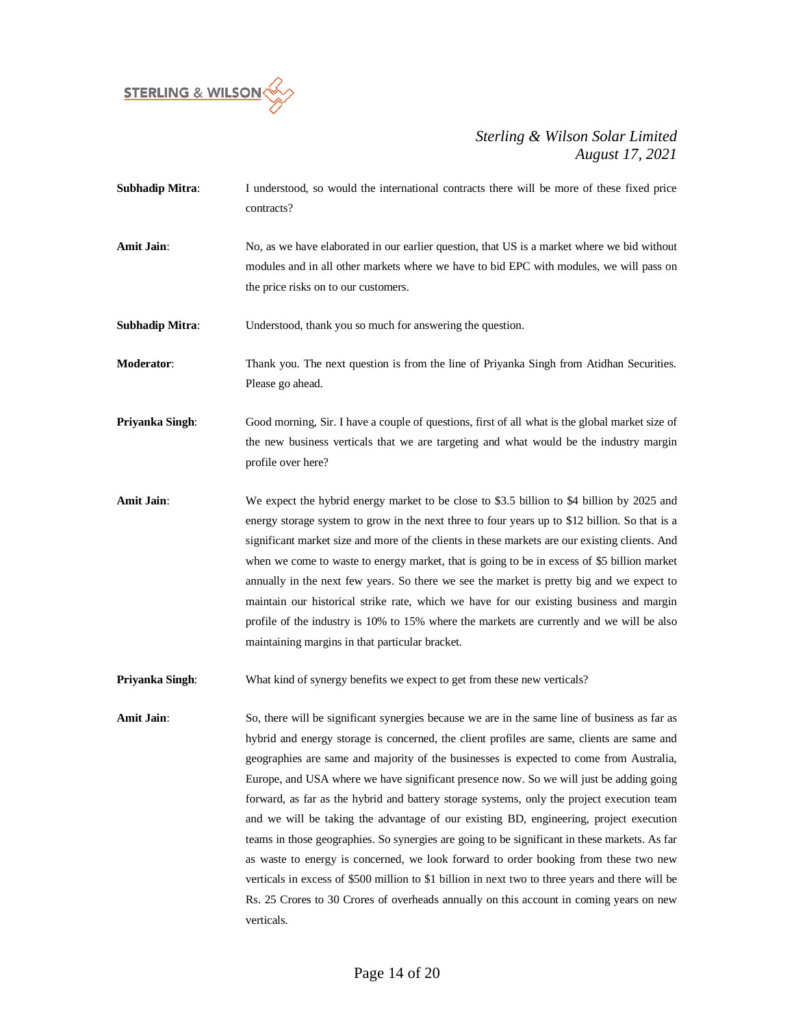**Subhadip Mitra**: I understood, so would the international contracts there will be more of these fixed price contracts?

**Amit Jain**: No, as we have elaborated in our earlier question, that US is a market where we bid without modules and in all other markets where we have to bid EPC with modules, we will pass on the price risks on to our customers.

**Subhadip Mitra**: Understood, thank you so much for answering the question.

**Moderator**: Thank you. The next question is from the line of Priyanka Singh from Atidhan Securities. Please go ahead.

**Priyanka Singh**: Good morning, Sir. I have a couple of questions, first of all what is the global market size of the new business verticals that we are targeting and what would be the industry margin profile over here?

**Amit Jain**: We expect the hybrid energy market to be close to $3.5 billion to $4 billion by 2025 and energy storage system to grow in the next three to four years up to $12 billion. So that is a significant market size and more of the clients in these markets are our existing clients. And when we come to waste to energy market, that is going to be in excess of $5 billion market annually in the next few years. So there we see the market is pretty big and we expect to maintain our historical strike rate, which we have for our existing business and margin profile of the industry is 10% to 15% where the markets are currently and we will be also maintaining margins in that particular bracket.

**Priyanka Singh**: What kind of synergy benefits we expect to get from these new verticals?

**Amit Jain**: So, there will be significant synergies because we are in the same line of business as far as hybrid and energy storage is concerned, the client profiles are same, clients are same and geographies are same and majority of the businesses is expected to come from Australia, Europe, and USA where we have significant presence now. So we will just be adding going forward, as far as the hybrid and battery storage systems, only the project execution team and we will be taking the advantage of our existing BD, engineering, project execution teams in those geographies. So synergies are going to be significant in these markets. As far as waste to energy is concerned, we look forward to order booking from these two new verticals in excess of $500 million to $1 billion in next two to three years and there will be Rs. 25 Crores to 30 Crores of overheads annually on this account in coming years on new verticals.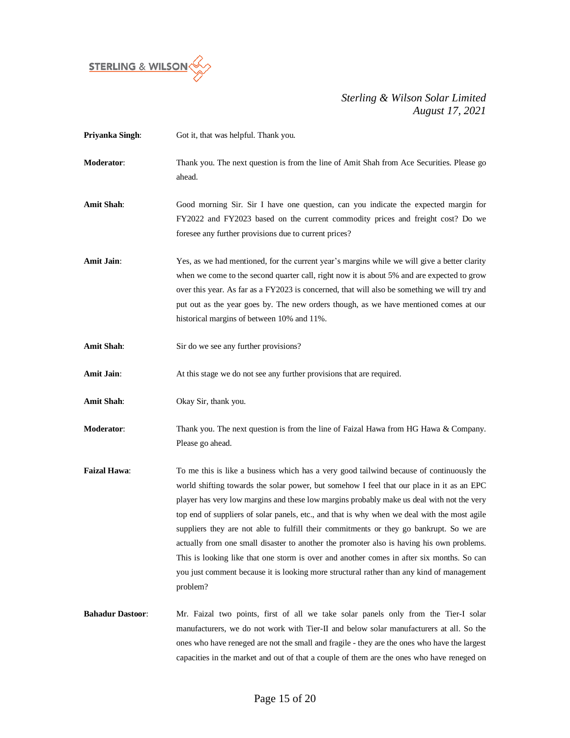**Priyanka Singh**: Got it, that was helpful. Thank you.

**Moderator**: Thank you. The next question is from the line of Amit Shah from Ace Securities. Please go ahead.

**Amit Shah**: Good morning Sir. Sir I have one question, can you indicate the expected margin for FY2022 and FY2023 based on the current commodity prices and freight cost? Do we foresee any further provisions due to current prices?

**Amit Jain**: Yes, as we had mentioned, for the current year's margins while we will give a better clarity when we come to the second quarter call, right now it is about 5% and are expected to grow over this year. As far as a FY2023 is concerned, that will also be something we will try and put out as the year goes by. The new orders though, as we have mentioned comes at our historical margins of between 10% and 11%.

**Amit Shah**: Sir do we see any further provisions?

**Amit Jain**: At this stage we do not see any further provisions that are required.

**Amit Shah**: Okay Sir, thank you.

**Moderator**: Thank you. The next question is from the line of Faizal Hawa from HG Hawa & Company. Please go ahead.

**Faizal Hawa**: To me this is like a business which has a very good tailwind because of continuously the world shifting towards the solar power, but somehow I feel that our place in it as an EPC player has very low margins and these low margins probably make us deal with not the very top end of suppliers of solar panels, etc., and that is why when we deal with the most agile suppliers they are not able to fulfill their commitments or they go bankrupt. So we are actually from one small disaster to another the promoter also is having his own problems. This is looking like that one storm is over and another comes in after six months. So can you just comment because it is looking more structural rather than any kind of management problem?

**Bahadur Dastoor**: Mr. Faizal two points, first of all we take solar panels only from the Tier-I solar manufacturers, we do not work with Tier-II and below solar manufacturers at all. So the ones who have reneged are not the small and fragile - they are the ones who have the largest capacities in the market and out of that a couple of them are the ones who have reneged on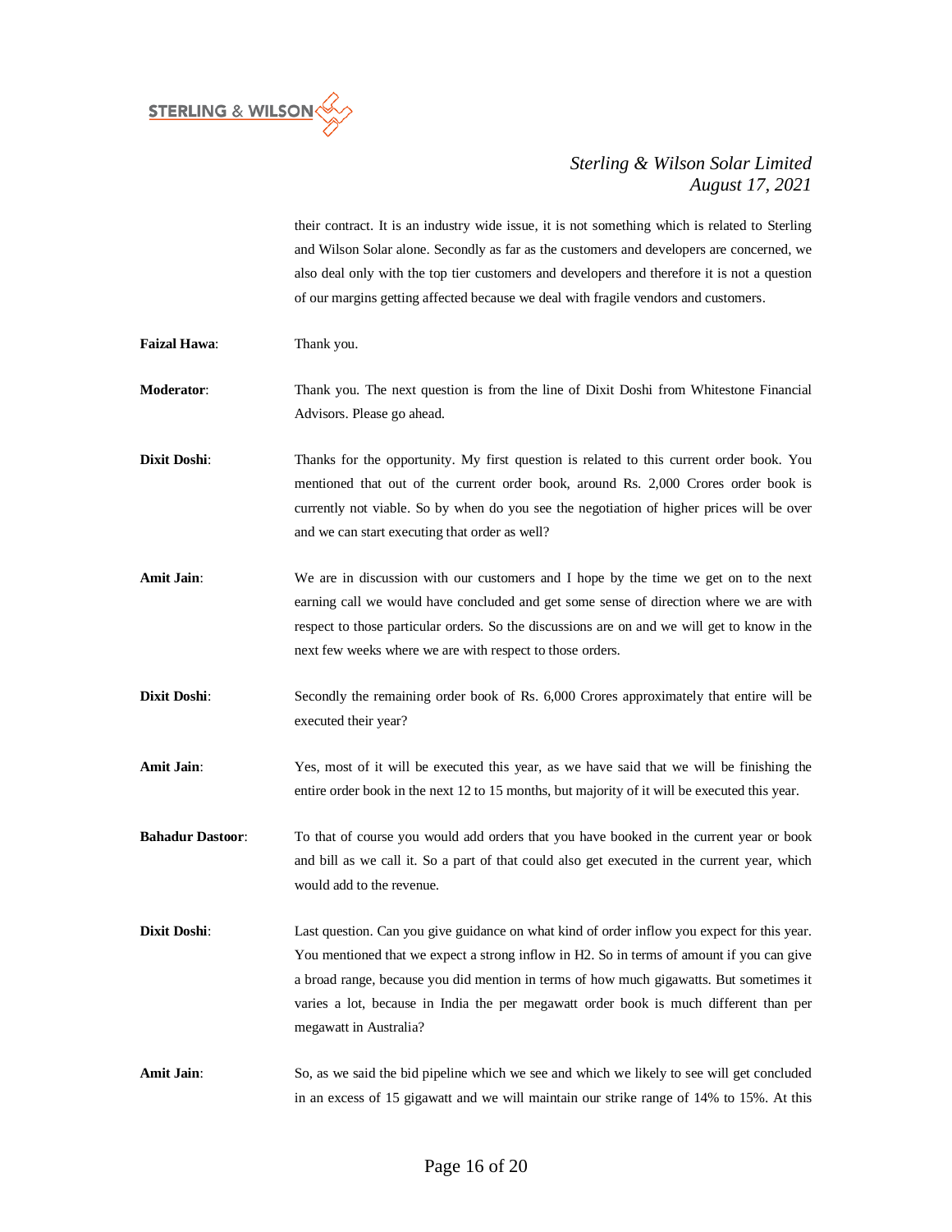their contract. It is an industry wide issue, it is not something which is related to Sterling and Wilson Solar alone. Secondly as far as the customers and developers are concerned, we also deal only with the top tier customers and developers and therefore it is not a question of our margins getting affected because we deal with fragile vendors and customers.

**Faizal Hawa**: Thank you.

**Moderator**: Thank you. The next question is from the line of Dixit Doshi from Whitestone Financial Advisors. Please go ahead.

**Dixit Doshi**: Thanks for the opportunity. My first question is related to this current order book. You mentioned that out of the current order book, around Rs. 2,000 Crores order book is currently not viable. So by when do you see the negotiation of higher prices will be over and we can start executing that order as well?

**Amit Jain**: We are in discussion with our customers and I hope by the time we get on to the next earning call we would have concluded and get some sense of direction where we are with respect to those particular orders. So the discussions are on and we will get to know in the next few weeks where we are with respect to those orders.

**Dixit Doshi**: Secondly the remaining order book of Rs. 6,000 Crores approximately that entire will be executed their year?

**Amit Jain**: Yes, most of it will be executed this year, as we have said that we will be finishing the entire order book in the next 12 to 15 months, but majority of it will be executed this year.

**Bahadur Dastoor**: To that of course you would add orders that you have booked in the current year or book and bill as we call it. So a part of that could also get executed in the current year, which would add to the revenue.

**Dixit Doshi**: Last question. Can you give guidance on what kind of order inflow you expect for this year. You mentioned that we expect a strong inflow in H2. So in terms of amount if you can give a broad range, because you did mention in terms of how much gigawatts. But sometimes it varies a lot, because in India the per megawatt order book is much different than per megawatt in Australia?

**Amit Jain**: So, as we said the bid pipeline which we see and which we likely to see will get concluded in an excess of 15 gigawatt and we will maintain our strike range of 14% to 15%. At this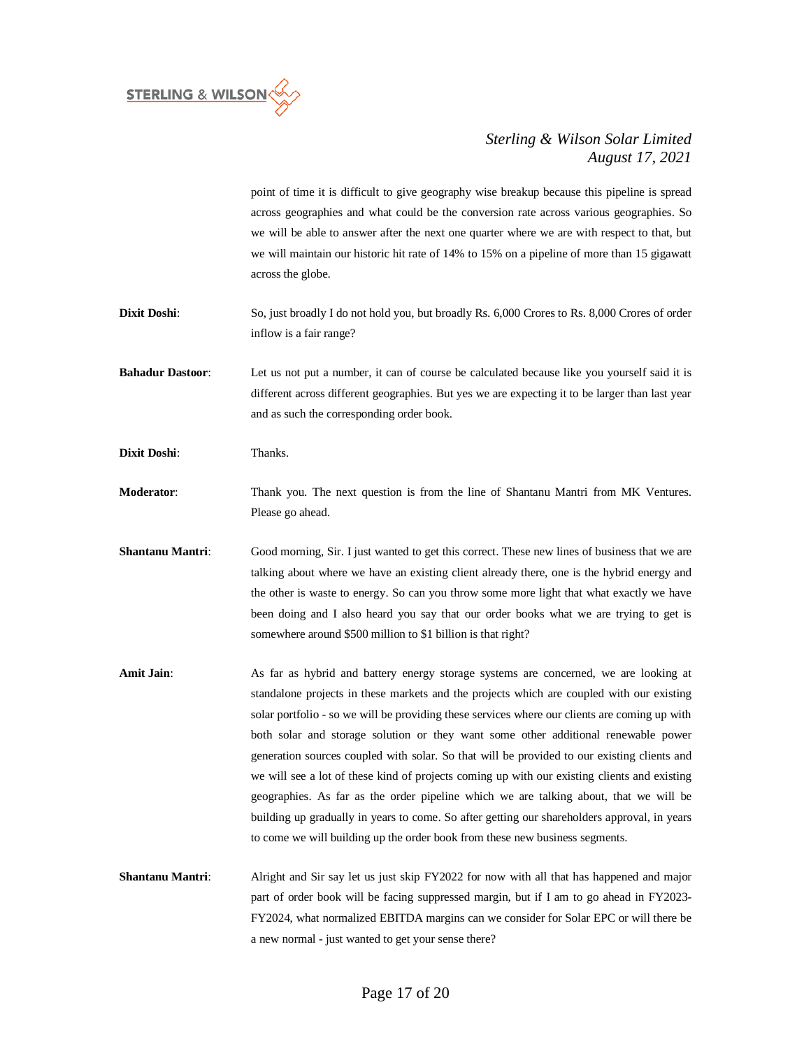point of time it is difficult to give geography wise breakup because this pipeline is spread across geographies and what could be the conversion rate across various geographies. So we will be able to answer after the next one quarter where we are with respect to that, but we will maintain our historic hit rate of 14% to 15% on a pipeline of more than 15 gigawatt across the globe.

**Dixit Doshi**: So, just broadly I do not hold you, but broadly Rs. 6,000 Crores to Rs. 8,000 Crores of order inflow is a fair range?

**Bahadur Dastoor**: Let us not put a number, it can of course be calculated because like you yourself said it is different across different geographies. But yes we are expecting it to be larger than last year and as such the corresponding order book.

**Dixit Doshi**: Thanks.

**Moderator**: Thank you. The next question is from the line of Shantanu Mantri from MK Ventures. Please go ahead.

**Shantanu Mantri**: Good morning, Sir. I just wanted to get this correct. These new lines of business that we are talking about where we have an existing client already there, one is the hybrid energy and the other is waste to energy. So can you throw some more light that what exactly we have been doing and I also heard you say that our order books what we are trying to get is somewhere around $500 million to $1 billion is that right?

**Amit Jain**: As far as hybrid and battery energy storage systems are concerned, we are looking at standalone projects in these markets and the projects which are coupled with our existing solar portfolio - so we will be providing these services where our clients are coming up with both solar and storage solution or they want some other additional renewable power generation sources coupled with solar. So that will be provided to our existing clients and we will see a lot of these kind of projects coming up with our existing clients and existing geographies. As far as the order pipeline which we are talking about, that we will be building up gradually in years to come. So after getting our shareholders approval, in years to come we will building up the order book from these new business segments.

**Shantanu Mantri**: Alright and Sir say let us just skip FY2022 for now with all that has happened and major part of order book will be facing suppressed margin, but if I am to go ahead in FY2023-FY2024, what normalized EBITDA margins can we consider for Solar EPC or will there be a new normal - just wanted to get your sense there?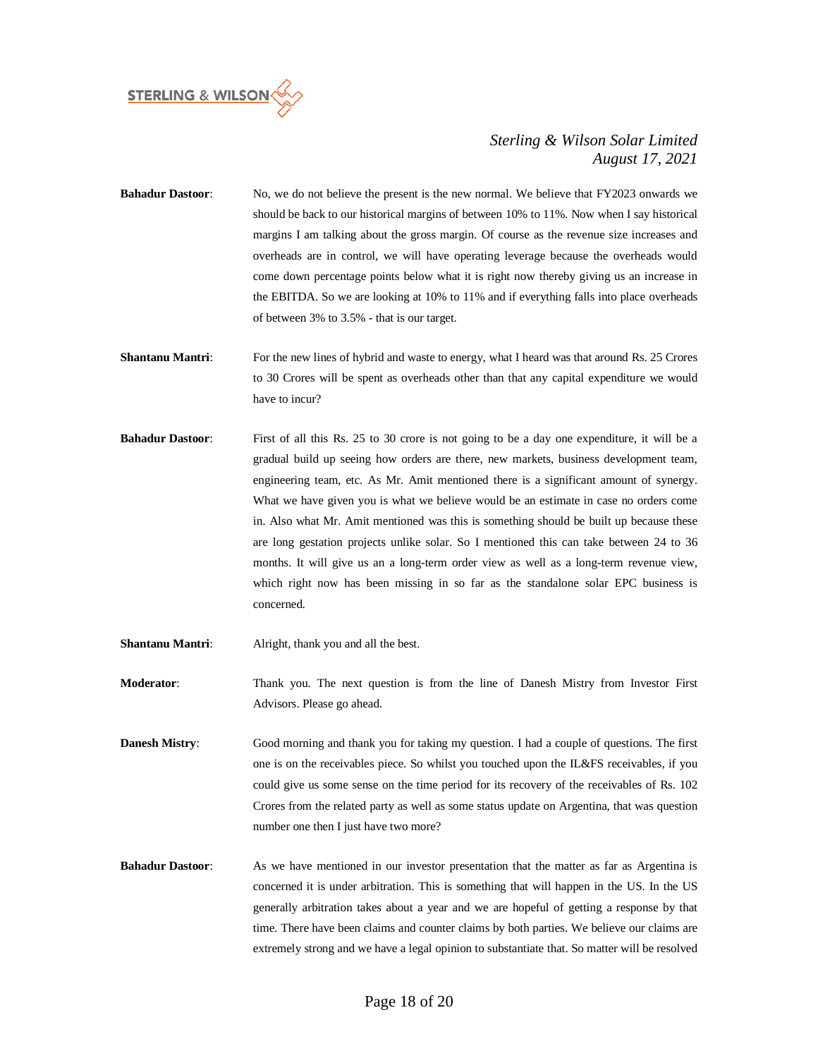**Bahadur Dastoor**: No, we do not believe the present is the new normal. We believe that FY2023 onwards we should be back to our historical margins of between 10% to 11%. Now when I say historical margins I am talking about the gross margin. Of course as the revenue size increases and overheads are in control, we will have operating leverage because the overheads would come down percentage points below what it is right now thereby giving us an increase in the EBITDA. So we are looking at 10% to 11% and if everything falls into place overheads of between 3% to 3.5% - that is our target.

**Shantanu Mantri**: For the new lines of hybrid and waste to energy, what I heard was that around Rs. 25 Crores to 30 Crores will be spent as overheads other than that any capital expenditure we would have to incur?

**Bahadur Dastoor**: First of all this Rs. 25 to 30 crore is not going to be a day one expenditure, it will be a gradual build up seeing how orders are there, new markets, business development team, engineering team, etc. As Mr. Amit mentioned there is a significant amount of synergy. What we have given you is what we believe would be an estimate in case no orders come in. Also what Mr. Amit mentioned was this is something should be built up because these are long gestation projects unlike solar. So I mentioned this can take between 24 to 36 months. It will give us an a long-term order view as well as a long-term revenue view, which right now has been missing in so far as the standalone solar EPC business is concerned.

**Shantanu Mantri**: Alright, thank you and all the best.

**Moderator**: Thank you. The next question is from the line of Danesh Mistry from Investor First Advisors. Please go ahead.

**Danesh Mistry**: Good morning and thank you for taking my question. I had a couple of questions. The first one is on the receivables piece. So whilst you touched upon the IL&FS receivables, if you could give us some sense on the time period for its recovery of the receivables of Rs. 102 Crores from the related party as well as some status update on Argentina, that was question number one then I just have two more?

**Bahadur Dastoor**: As we have mentioned in our investor presentation that the matter as far as Argentina is concerned it is under arbitration. This is something that will happen in the US. In the US generally arbitration takes about a year and we are hopeful of getting a response by that time. There have been claims and counter claims by both parties. We believe our claims are extremely strong and we have a legal opinion to substantiate that. So matter will be resolved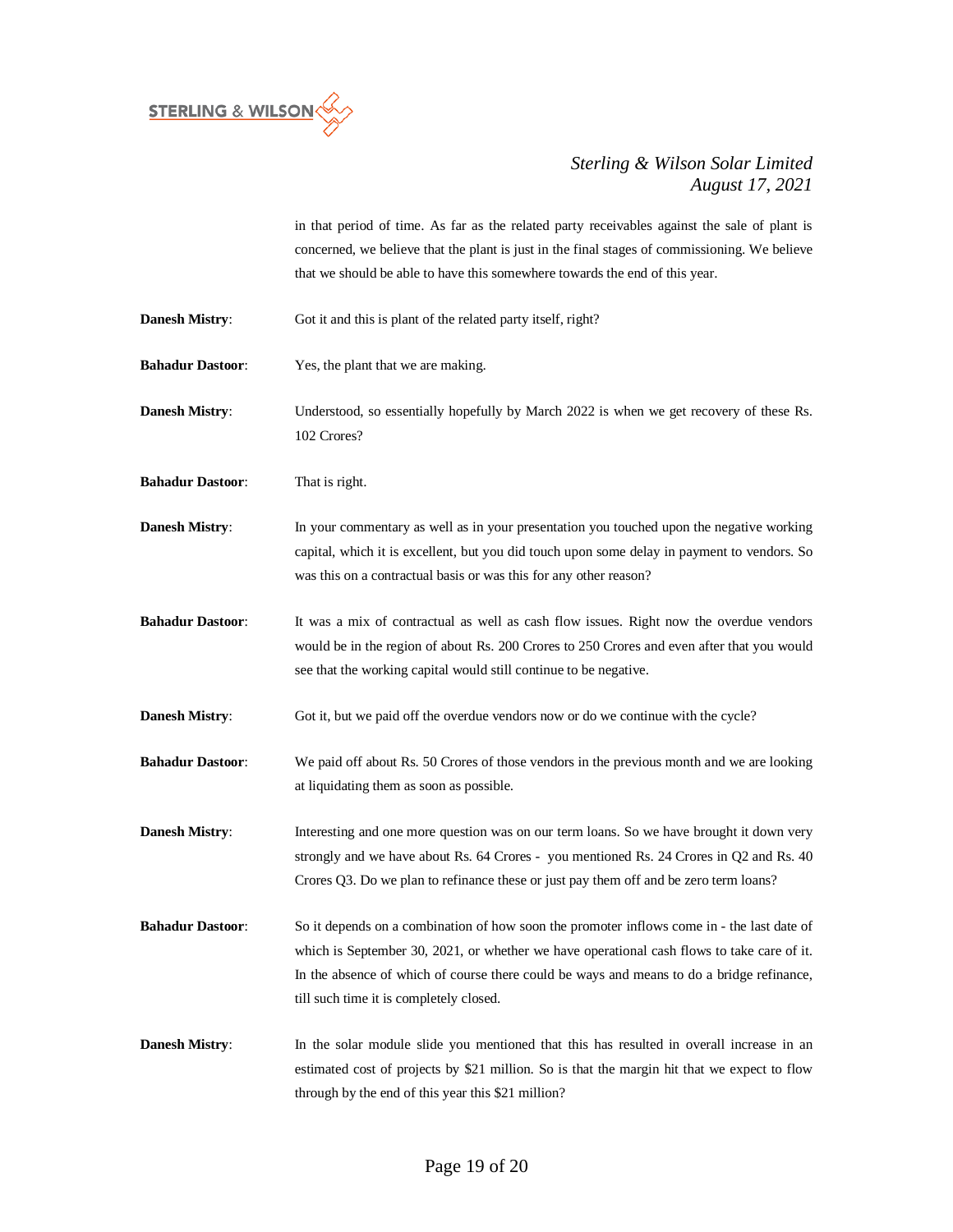in that period of time. As far as the related party receivables against the sale of plant is concerned, we believe that the plant is just in the final stages of commissioning. We believe that we should be able to have this somewhere towards the end of this year.

**Danesh Mistry**: Got it and this is plant of the related party itself, right?

**Bahadur Dastoor**: Yes, the plant that we are making.

**Danesh Mistry**: Understood, so essentially hopefully by March 2022 is when we get recovery of these Rs. 102 Crores?

**Bahadur Dastoor**: That is right.

**Danesh Mistry**: In your commentary as well as in your presentation you touched upon the negative working capital, which it is excellent, but you did touch upon some delay in payment to vendors. So was this on a contractual basis or was this for any other reason?

**Bahadur Dastoor**: It was a mix of contractual as well as cash flow issues. Right now the overdue vendors would be in the region of about Rs. 200 Crores to 250 Crores and even after that you would see that the working capital would still continue to be negative.

**Danesh Mistry**: Got it, but we paid off the overdue vendors now or do we continue with the cycle?

**Bahadur Dastoor**: We paid off about Rs. 50 Crores of those vendors in the previous month and we are looking at liquidating them as soon as possible.

**Danesh Mistry**: Interesting and one more question was on our term loans. So we have brought it down very strongly and we have about Rs. 64 Crores - you mentioned Rs. 24 Crores in Q2 and Rs. 40 Crores Q3. Do we plan to refinance these or just pay them off and be zero term loans?

**Bahadur Dastoor**: So it depends on a combination of how soon the promoter inflows come in - the last date of which is September 30, 2021, or whether we have operational cash flows to take care of it. In the absence of which of course there could be ways and means to do a bridge refinance, till such time it is completely closed.

**Danesh Mistry**: In the solar module slide you mentioned that this has resulted in overall increase in an estimated cost of projects by $21 million. So is that the margin hit that we expect to flow through by the end of this year this $21 million?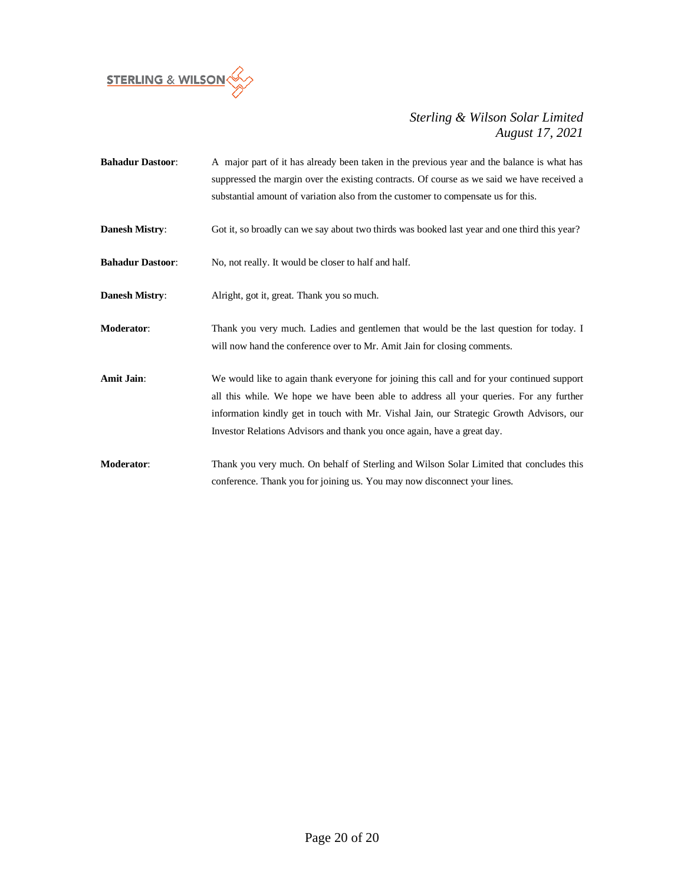**Bahadur Dastoor**: A major part of it has already been taken in the previous year and the balance is what has suppressed the margin over the existing contracts. Of course as we said we have received a substantial amount of variation also from the customer to compensate us for this.

**Danesh Mistry**: Got it, so broadly can we say about two thirds was booked last year and one third this year?

**Bahadur Dastoor**: No, not really. It would be closer to half and half.

**Danesh Mistry**: Alright, got it, great. Thank you so much.

**Moderator**: Thank you very much. Ladies and gentlemen that would be the last question for today. I will now hand the conference over to Mr. Amit Jain for closing comments.

**Amit Jain**: We would like to again thank everyone for joining this call and for your continued support all this while. We hope we have been able to address all your queries. For any further information kindly get in touch with Mr. Vishal Jain, our Strategic Growth Advisors, our Investor Relations Advisors and thank you once again, have a great day.

**Moderator**: Thank you very much. On behalf of Sterling and Wilson Solar Limited that concludes this conference. Thank you for joining us. You may now disconnect your lines.